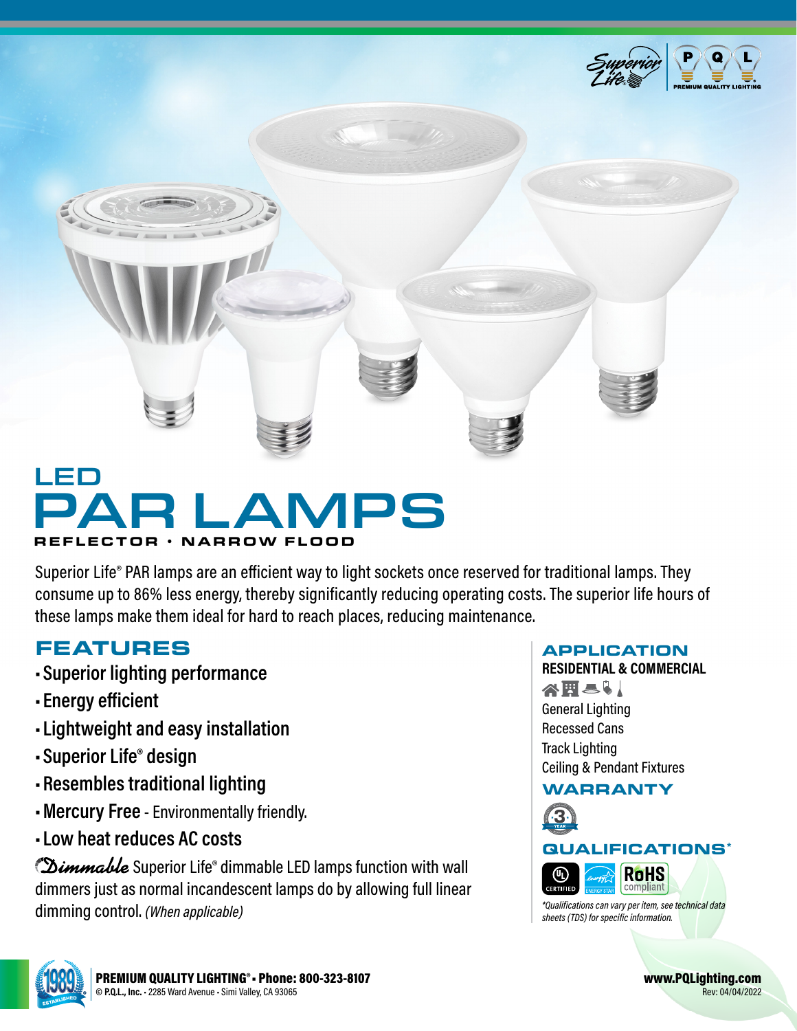# LED PAR LAMPS

**REFLECTOR • NARROW FLOOD**

Superior Life® PAR lamps are an efficient way to light sockets once reserved for traditional lamps. They consume up to 86% less energy, thereby significantly reducing operating costs. The superior life hours of these lamps make them ideal for hard to reach places, reducing maintenance.

## FEATURES

- **Superior lighting performance**
- **Energy efficient**
- **Lightweight and easy installation**
- **Superior Life® design**
- **Resembles traditional lighting**
- **Mercury Free** - Environmentally friendly.
- **Low heat reduces AC costs**

*Dimmable* Superior Life® dimmable LED lamps function with wall dimmers just as normal incandescent lamps do by allowing full linear dimming control. *(When applicable)*

## APPLICATION

**RESIDENTIAL & COMMERCIAL**

General Lighting
Recessed Cans
Track Lighting
Ceiling & Pendant Fixtures

## WARRANTY

3 YEAR

## QUALIFICATIONS*

UL CERTIFIED · ENERGY STAR · RoHS compliant

*\*Qualifications can vary per item, see technical data sheets (TDS) for specific information.*

**PREMIUM QUALITY LIGHTING® • Phone: 800-323-8107**
© **P.Q.L., Inc.** • 2285 Ward Avenue • Simi Valley, CA 93065

**www.PQLighting.com**
Rev: 04/04/2022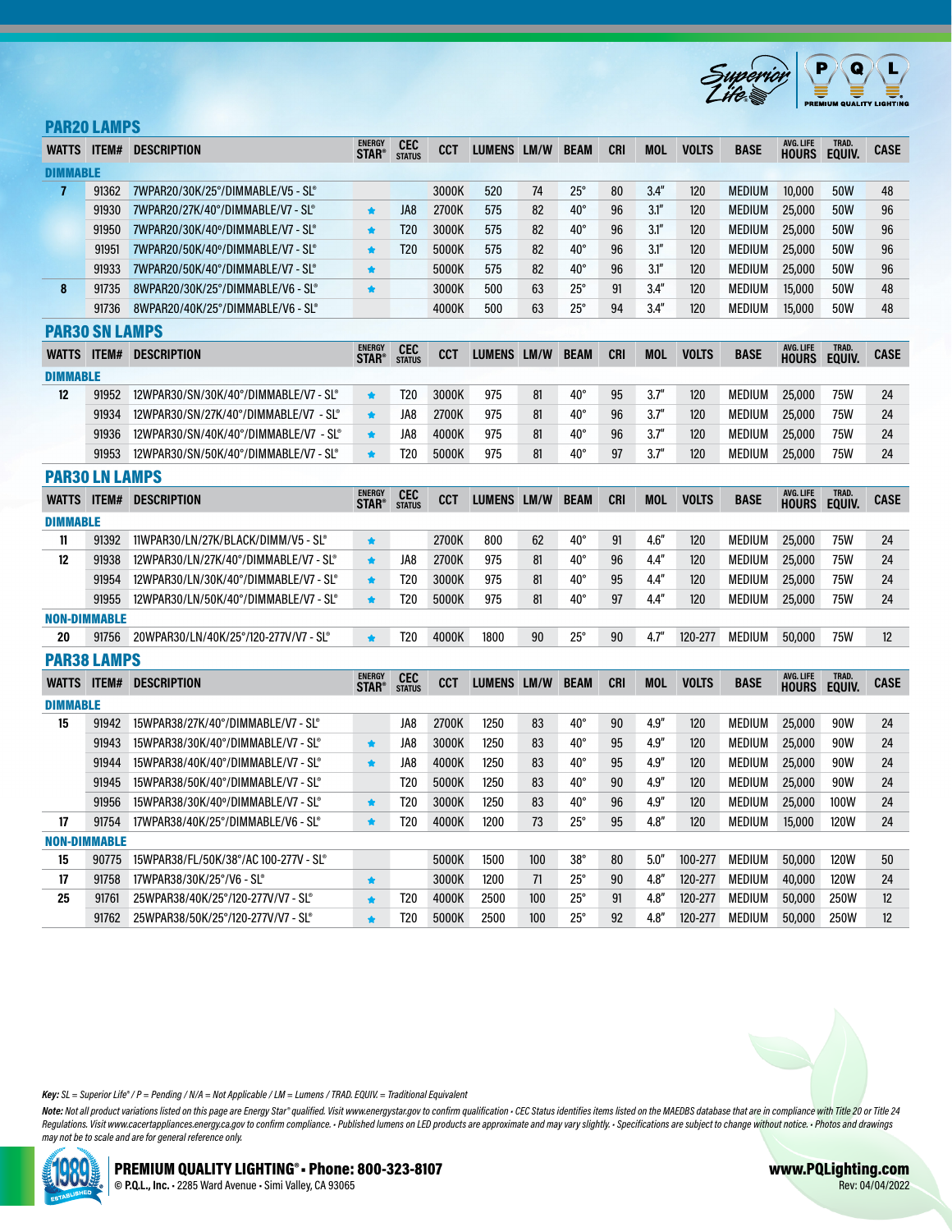## PAR20 LAMPS

| WATTS | ITEM# | DESCRIPTION | ENERGY STAR® | CEC STATUS | CCT | LUMENS | LM/W | BEAM | CRI | MOL | VOLTS | BASE | AVG. LIFE HOURS | TRAD. EQUIV. | CASE |
|---|---|---|---|---|---|---|---|---|---|---|---|---|---|---|---|
| **DIMMABLE** | | | | | | | | | | | | | | | |
| 7 | 91362 | 7WPAR20/30K/25°/DIMMABLE/V5 - SL® | | | 3000K | 520 | 74 | 25° | 80 | 3.4" | 120 | MEDIUM | 10,000 | 50W | 48 |
| | 91930 | 7WPAR20/27K/40°/DIMMABLE/V7 - SL® | ★ | JA8 | 2700K | 575 | 82 | 40° | 96 | 3.1" | 120 | MEDIUM | 25,000 | 50W | 96 |
| | 91950 | 7WPAR20/30K/40°/DIMMABLE/V7 - SL® | ★ | T20 | 3000K | 575 | 82 | 40° | 96 | 3.1" | 120 | MEDIUM | 25,000 | 50W | 96 |
| | 91951 | 7WPAR20/50K/40°/DIMMABLE/V7 - SL® | ★ | T20 | 5000K | 575 | 82 | 40° | 96 | 3.1" | 120 | MEDIUM | 25,000 | 50W | 96 |
| | 91933 | 7WPAR20/50K/40°/DIMMABLE/V7 - SL® | ★ | | 5000K | 575 | 82 | 40° | 96 | 3.1" | 120 | MEDIUM | 25,000 | 50W | 96 |
| 8 | 91735 | 8WPAR20/30K/25°/DIMMABLE/V6 - SL® | ★ | | 3000K | 500 | 63 | 25° | 91 | 3.4" | 120 | MEDIUM | 15,000 | 50W | 48 |
| | 91736 | 8WPAR20/40K/25°/DIMMABLE/V6 - SL® | | | 4000K | 500 | 63 | 25° | 94 | 3.4" | 120 | MEDIUM | 15,000 | 50W | 48 |

## PAR30 SN LAMPS

| WATTS | ITEM# | DESCRIPTION | ENERGY STAR® | CEC STATUS | CCT | LUMENS | LM/W | BEAM | CRI | MOL | VOLTS | BASE | AVG. LIFE HOURS | TRAD. EQUIV. | CASE |
|---|---|---|---|---|---|---|---|---|---|---|---|---|---|---|---|
| **DIMMABLE** | | | | | | | | | | | | | | | |
| 12 | 91952 | 12WPAR30/SN/30K/40°/DIMMABLE/V7 - SL® | ★ | T20 | 3000K | 975 | 81 | 40° | 95 | 3.7" | 120 | MEDIUM | 25,000 | 75W | 24 |
| | 91934 | 12WPAR30/SN/27K/40°/DIMMABLE/V7 - SL® | ★ | JA8 | 2700K | 975 | 81 | 40° | 96 | 3.7" | 120 | MEDIUM | 25,000 | 75W | 24 |
| | 91936 | 12WPAR30/SN/40K/40°/DIMMABLE/V7 - SL® | ★ | JA8 | 4000K | 975 | 81 | 40° | 96 | 3.7" | 120 | MEDIUM | 25,000 | 75W | 24 |
| | 91953 | 12WPAR30/SN/50K/40°/DIMMABLE/V7 - SL® | ★ | T20 | 5000K | 975 | 81 | 40° | 97 | 3.7" | 120 | MEDIUM | 25,000 | 75W | 24 |

## PAR30 LN LAMPS

| WATTS | ITEM# | DESCRIPTION | ENERGY STAR® | CEC STATUS | CCT | LUMENS | LM/W | BEAM | CRI | MOL | VOLTS | BASE | AVG. LIFE HOURS | TRAD. EQUIV. | CASE |
|---|---|---|---|---|---|---|---|---|---|---|---|---|---|---|---|
| **DIMMABLE** | | | | | | | | | | | | | | | |
| 11 | 91392 | 11WPAR30/LN/27K/BLACK/DIMM/V5 - SL® | ★ | | 2700K | 800 | 62 | 40° | 91 | 4.6" | 120 | MEDIUM | 25,000 | 75W | 24 |
| 12 | 91938 | 12WPAR30/LN/27K/40°/DIMMABLE/V7 - SL® | ★ | JA8 | 2700K | 975 | 81 | 40° | 96 | 4.4" | 120 | MEDIUM | 25,000 | 75W | 24 |
| | 91954 | 12WPAR30/LN/30K/40°/DIMMABLE/V7 - SL® | ★ | T20 | 3000K | 975 | 81 | 40° | 95 | 4.4" | 120 | MEDIUM | 25,000 | 75W | 24 |
| | 91955 | 12WPAR30/LN/50K/40°/DIMMABLE/V7 - SL® | ★ | T20 | 5000K | 975 | 81 | 40° | 97 | 4.4" | 120 | MEDIUM | 25,000 | 75W | 24 |
| **NON-DIMMABLE** | | | | | | | | | | | | | | | |
| 20 | 91756 | 20WPAR30/LN/40K/25°/120-277V/V7 - SL® | ★ | T20 | 4000K | 1800 | 90 | 25° | 90 | 4.7" | 120-277 | MEDIUM | 50,000 | 75W | 12 |

## PAR38 LAMPS

| WATTS | ITEM# | DESCRIPTION | ENERGY STAR® | CEC STATUS | CCT | LUMENS | LM/W | BEAM | CRI | MOL | VOLTS | BASE | AVG. LIFE HOURS | TRAD. EQUIV. | CASE |
|---|---|---|---|---|---|---|---|---|---|---|---|---|---|---|---|
| **DIMMABLE** | | | | | | | | | | | | | | | |
| 15 | 91942 | 15WPAR38/27K/40°/DIMMABLE/V7 - SL® | | JA8 | 2700K | 1250 | 83 | 40° | 90 | 4.9" | 120 | MEDIUM | 25,000 | 90W | 24 |
| | 91943 | 15WPAR38/30K/40°/DIMMABLE/V7 - SL® | ★ | JA8 | 3000K | 1250 | 83 | 40° | 95 | 4.9" | 120 | MEDIUM | 25,000 | 90W | 24 |
| | 91944 | 15WPAR38/40K/40°/DIMMABLE/V7 - SL® | ★ | JA8 | 4000K | 1250 | 83 | 40° | 95 | 4.9" | 120 | MEDIUM | 25,000 | 90W | 24 |
| | 91945 | 15WPAR38/50K/40°/DIMMABLE/V7 - SL® | | T20 | 5000K | 1250 | 83 | 40° | 90 | 4.9" | 120 | MEDIUM | 25,000 | 90W | 24 |
| | 91956 | 15WPAR38/30K/40°/DIMMABLE/V7 - SL® | ★ | T20 | 3000K | 1250 | 83 | 40° | 96 | 4.9" | 120 | MEDIUM | 25,000 | 100W | 24 |
| 17 | 91754 | 17WPAR38/40K/25°/DIMMABLE/V6 - SL® | ★ | T20 | 4000K | 1200 | 73 | 25° | 95 | 4.8" | 120 | MEDIUM | 15,000 | 120W | 24 |
| **NON-DIMMABLE** | | | | | | | | | | | | | | | |
| 15 | 90775 | 15WPAR38/FL/50K/38°/AC 100-277V - SL® | | | 5000K | 1500 | 100 | 38° | 80 | 5.0" | 100-277 | MEDIUM | 50,000 | 120W | 50 |
| 17 | 91758 | 17WPAR38/30K/25°/V6 - SL® | ★ | | 3000K | 1200 | 71 | 25° | 90 | 4.8" | 120-277 | MEDIUM | 40,000 | 120W | 24 |
| 25 | 91761 | 25WPAR38/40K/25°/120-277V/V7 - SL® | ★ | T20 | 4000K | 2500 | 100 | 25° | 91 | 4.8" | 120-277 | MEDIUM | 50,000 | 250W | 12 |
| | 91762 | 25WPAR38/50K/25°/120-277V/V7 - SL® | ★ | T20 | 5000K | 2500 | 100 | 25° | 92 | 4.8" | 120-277 | MEDIUM | 50,000 | 250W | 12 |

***Key:** SL = Superior Life® / P = Pending / N/A = Not Applicable / LM = Lumens / TRAD. EQUIV. = Traditional Equivalent*

***Note:** Not all product variations listed on this page are Energy Star® qualified. Visit www.energystar.gov to confirm qualification • CEC Status identifies items listed on the MAEDBS database that are in compliance with Title 20 or Title 24 Regulations. Visit www.cacertappliances.energy.ca.gov to confirm compliance. • Published lumens on LED products are approximate and may vary slightly. • Specifications are subject to change without notice. • Photos and drawings may not be to scale and are for general reference only.*

**PREMIUM QUALITY LIGHTING® • Phone: 800-323-8107**
© P.Q.L., Inc. • 2285 Ward Avenue • Simi Valley, CA 93065

**www.PQLighting.com**
Rev: 04/04/2022